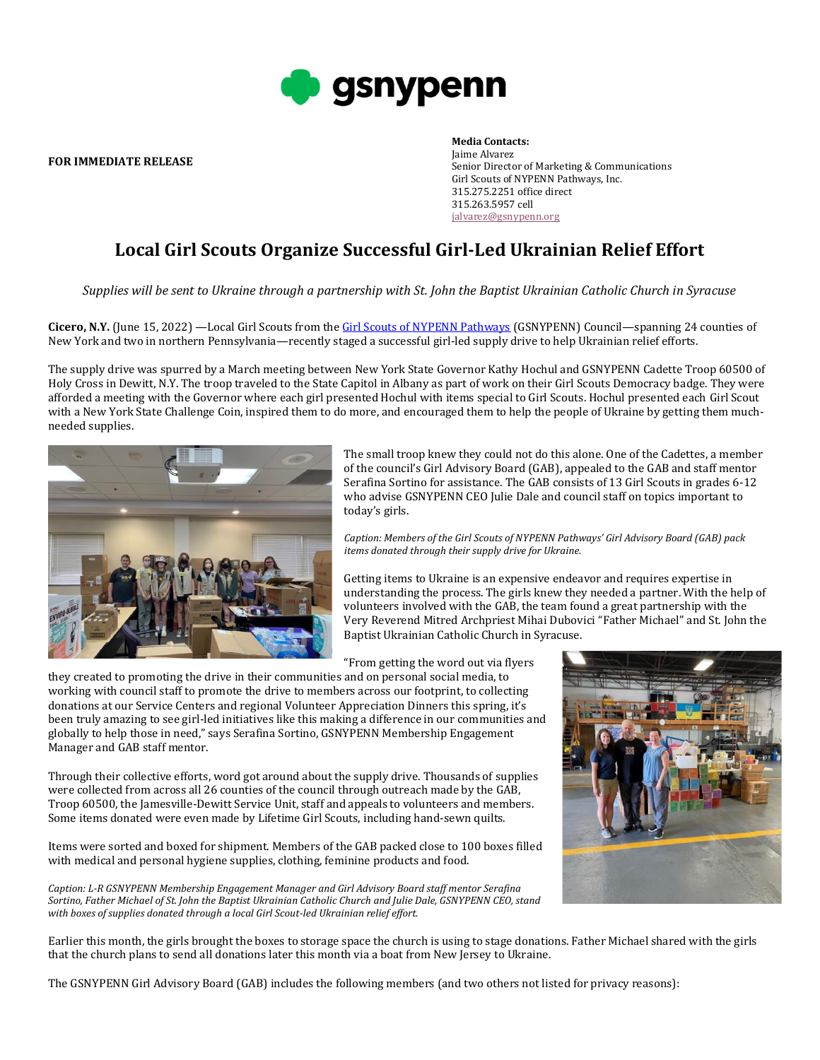gsnypenn

**FOR IMMEDIATE RELEASE**

**Media Contacts:**
Jaime Alvarez
Senior Director of Marketing & Communications
Girl Scouts of NYPENN Pathways, Inc.
315.275.2251 office direct
315.263.5957 cell
jalvarez@gsnypenn.org

# Local Girl Scouts Organize Successful Girl-Led Ukrainian Relief Effort

*Supplies will be sent to Ukraine through a partnership with St. John the Baptist Ukrainian Catholic Church in Syracuse*

**Cicero, N.Y.** (June 15, 2022) —Local Girl Scouts from the Girl Scouts of NYPENN Pathways (GSNYPENN) Council—spanning 24 counties of New York and two in northern Pennsylvania—recently staged a successful girl-led supply drive to help Ukrainian relief efforts.

The supply drive was spurred by a March meeting between New York State Governor Kathy Hochul and GSNYPENN Cadette Troop 60500 of Holy Cross in Dewitt, N.Y. The troop traveled to the State Capitol in Albany as part of work on their Girl Scouts Democracy badge. They were afforded a meeting with the Governor where each girl presented Hochul with items special to Girl Scouts. Hochul presented each Girl Scout with a New York State Challenge Coin, inspired them to do more, and encouraged them to help the people of Ukraine by getting them much-needed supplies.

The small troop knew they could not do this alone. One of the Cadettes, a member of the council's Girl Advisory Board (GAB), appealed to the GAB and staff mentor Serafina Sortino for assistance. The GAB consists of 13 Girl Scouts in grades 6-12 who advise GSNYPENN CEO Julie Dale and council staff on topics important to today's girls.

*Caption: Members of the Girl Scouts of NYPENN Pathways' Girl Advisory Board (GAB) pack items donated through their supply drive for Ukraine.*

Getting items to Ukraine is an expensive endeavor and requires expertise in understanding the process. The girls knew they needed a partner. With the help of volunteers involved with the GAB, the team found a great partnership with the Very Reverend Mitred Archpriest Mihai Dubovici "Father Michael" and St. John the Baptist Ukrainian Catholic Church in Syracuse.

"From getting the word out via flyers they created to promoting the drive in their communities and on personal social media, to working with council staff to promote the drive to members across our footprint, to collecting donations at our Service Centers and regional Volunteer Appreciation Dinners this spring, it's been truly amazing to see girl-led initiatives like this making a difference in our communities and globally to help those in need," says Serafina Sortino, GSNYPENN Membership Engagement Manager and GAB staff mentor.

Through their collective efforts, word got around about the supply drive. Thousands of supplies were collected from across all 26 counties of the council through outreach made by the GAB, Troop 60500, the Jamesville-Dewitt Service Unit, staff and appeals to volunteers and members. Some items donated were even made by Lifetime Girl Scouts, including hand-sewn quilts.

Items were sorted and boxed for shipment. Members of the GAB packed close to 100 boxes filled with medical and personal hygiene supplies, clothing, feminine products and food.

*Caption: L-R GSNYPENN Membership Engagement Manager and Girl Advisory Board staff mentor Serafina Sortino, Father Michael of St. John the Baptist Ukrainian Catholic Church and Julie Dale, GSNYPENN CEO, stand with boxes of supplies donated through a local Girl Scout-led Ukrainian relief effort.*

Earlier this month, the girls brought the boxes to storage space the church is using to stage donations. Father Michael shared with the girls that the church plans to send all donations later this month via a boat from New Jersey to Ukraine.

The GSNYPENN Girl Advisory Board (GAB) includes the following members (and two others not listed for privacy reasons):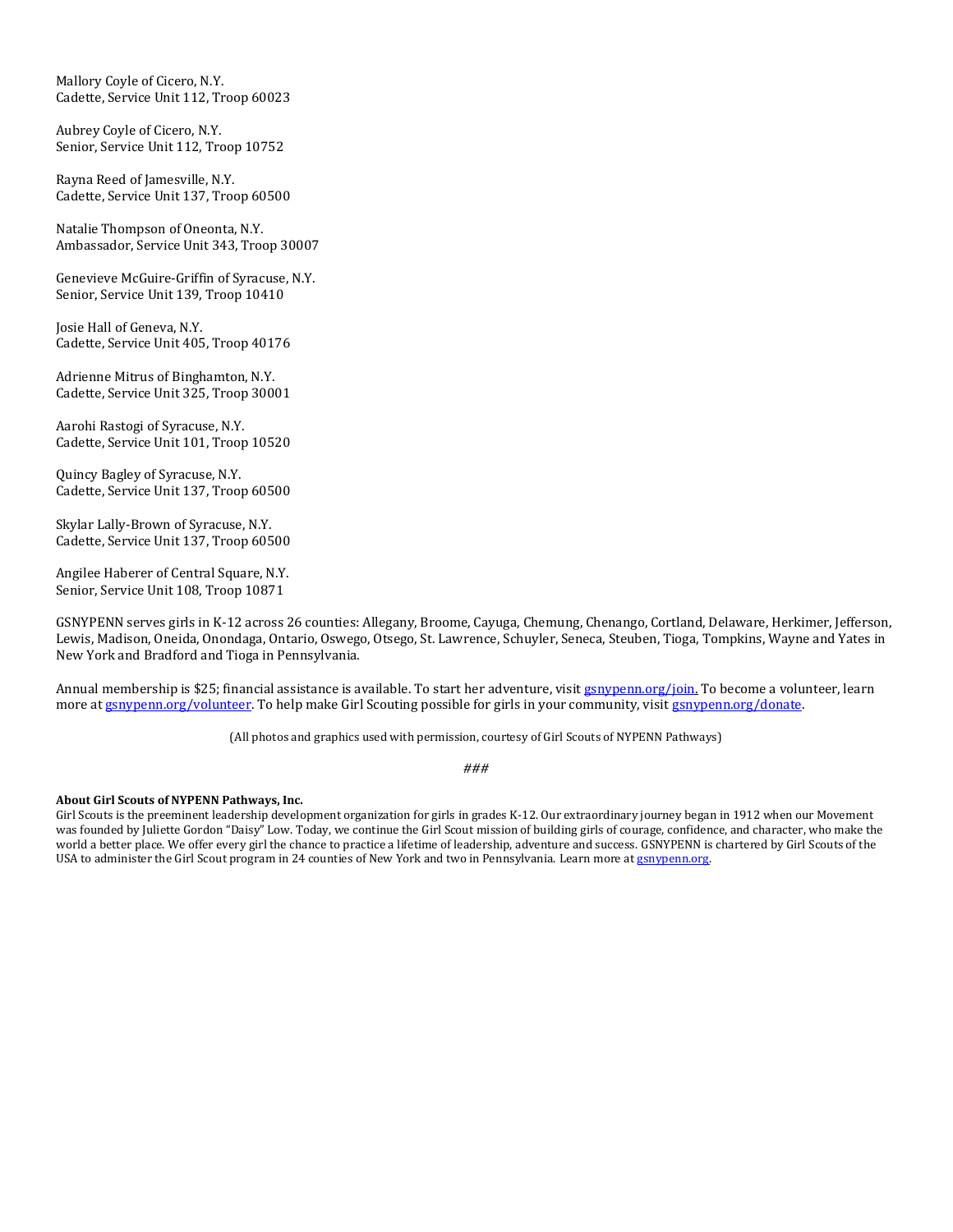Mallory Coyle of Cicero, N.Y.
Cadette, Service Unit 112, Troop 60023

Aubrey Coyle of Cicero, N.Y.
Senior, Service Unit 112, Troop 10752

Rayna Reed of Jamesville, N.Y.
Cadette, Service Unit 137, Troop 60500

Natalie Thompson of Oneonta, N.Y.
Ambassador, Service Unit 343, Troop 30007

Genevieve McGuire-Griffin of Syracuse, N.Y.
Senior, Service Unit 139, Troop 10410

Josie Hall of Geneva, N.Y.
Cadette, Service Unit 405, Troop 40176

Adrienne Mitrus of Binghamton, N.Y.
Cadette, Service Unit 325, Troop 30001

Aarohi Rastogi of Syracuse, N.Y.
Cadette, Service Unit 101, Troop 10520

Quincy Bagley of Syracuse, N.Y.
Cadette, Service Unit 137, Troop 60500

Skylar Lally-Brown of Syracuse, N.Y.
Cadette, Service Unit 137, Troop 60500

Angilee Haberer of Central Square, N.Y.
Senior, Service Unit 108, Troop 10871

GSNYPENN serves girls in K-12 across 26 counties: Allegany, Broome, Cayuga, Chemung, Chenango, Cortland, Delaware, Herkimer, Jefferson, Lewis, Madison, Oneida, Onondaga, Ontario, Oswego, Otsego, St. Lawrence, Schuyler, Seneca, Steuben, Tioga, Tompkins, Wayne and Yates in New York and Bradford and Tioga in Pennsylvania.

Annual membership is $25; financial assistance is available. To start her adventure, visit gsnypenn.org/join. To become a volunteer, learn more at gsnypenn.org/volunteer. To help make Girl Scouting possible for girls in your community, visit gsnypenn.org/donate.

(All photos and graphics used with permission, courtesy of Girl Scouts of NYPENN Pathways)

###

**About Girl Scouts of NYPENN Pathways, Inc.**
Girl Scouts is the preeminent leadership development organization for girls in grades K-12. Our extraordinary journey began in 1912 when our Movement was founded by Juliette Gordon "Daisy" Low. Today, we continue the Girl Scout mission of building girls of courage, confidence, and character, who make the world a better place. We offer every girl the chance to practice a lifetime of leadership, adventure and success. GSNYPENN is chartered by Girl Scouts of the USA to administer the Girl Scout program in 24 counties of New York and two in Pennsylvania. Learn more at gsnypenn.org.